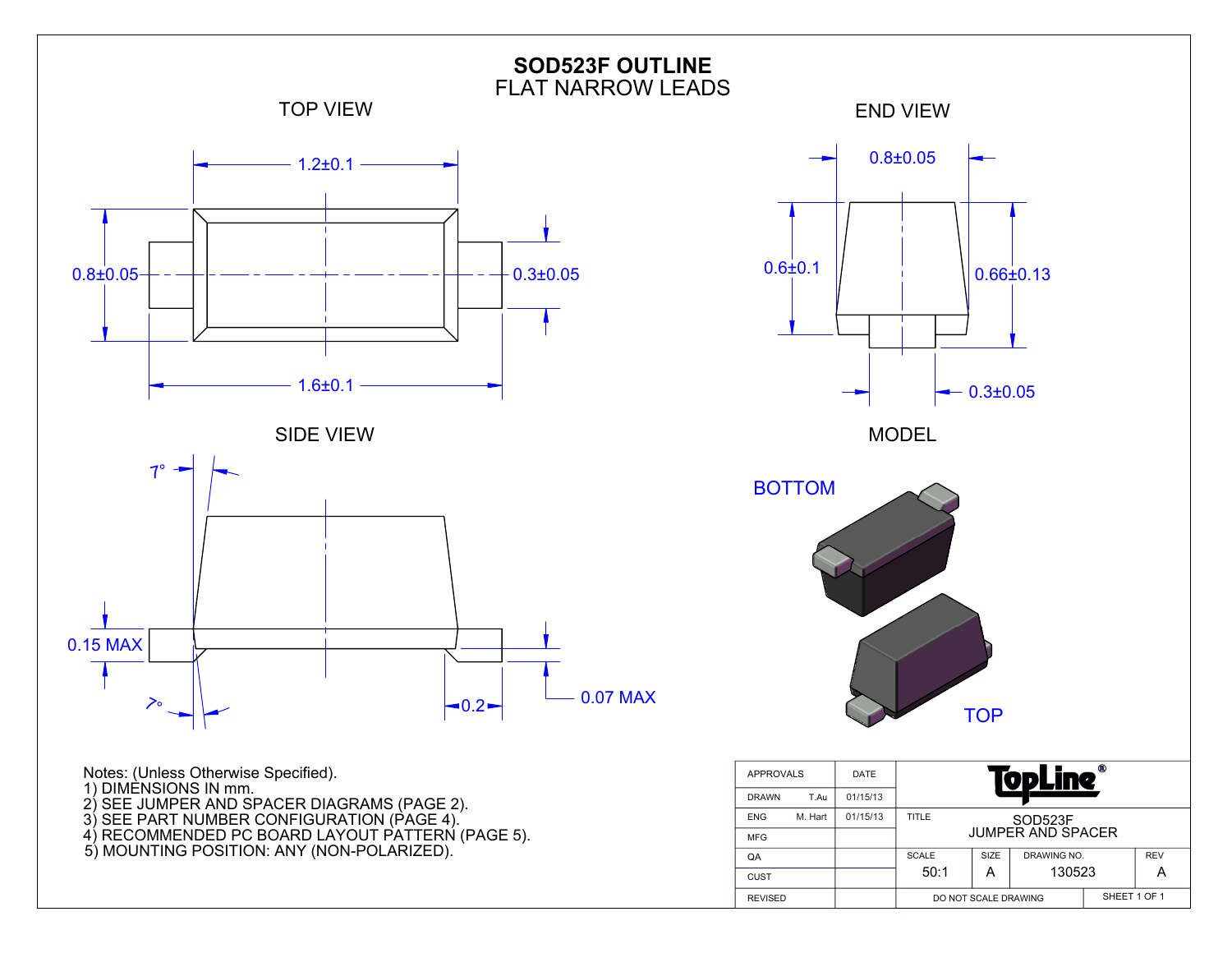# SOD523F OUTLINE

FLAT NARROW LEADS

TOP VIEW

1.2±0.1

0.8±0.05

0.3±0.05

1.6±0.1

END VIEW

0.8±0.05

0.6±0.1

0.66±0.13

0.3±0.05

SIDE VIEW

7°

0.15 MAX

7°

0.2

0.07 MAX

MODEL

BOTTOM

TOP

Notes: (Unless Otherwise Specified).
1) DIMENSIONS IN mm.
2) SEE JUMPER AND SPACER DIAGRAMS (PAGE 2).
3) SEE PART NUMBER CONFIGURATION (PAGE 4).
4) RECOMMENDED PC BOARD LAYOUT PATTERN (PAGE 5).
5) MOUNTING POSITION: ANY (NON-POLARIZED).

| APPROVALS | | DATE | TopLine® | | | |
|---|---|---|---|---|---|---|
| DRAWN | T.Au | 01/15/13 | | | | |
| ENG | M. Hart | 01/15/13 | TITLE SOD523F JUMPER AND SPACER | | | |
| MFG | | | | | | |
| QA | | | SCALE 50:1 | SIZE A | DRAWING NO. 130523 | REV A |
| CUST | | | | | | |
| REVISED | | | DO NOT SCALE DRAWING | | SHEET 1 OF 1 | |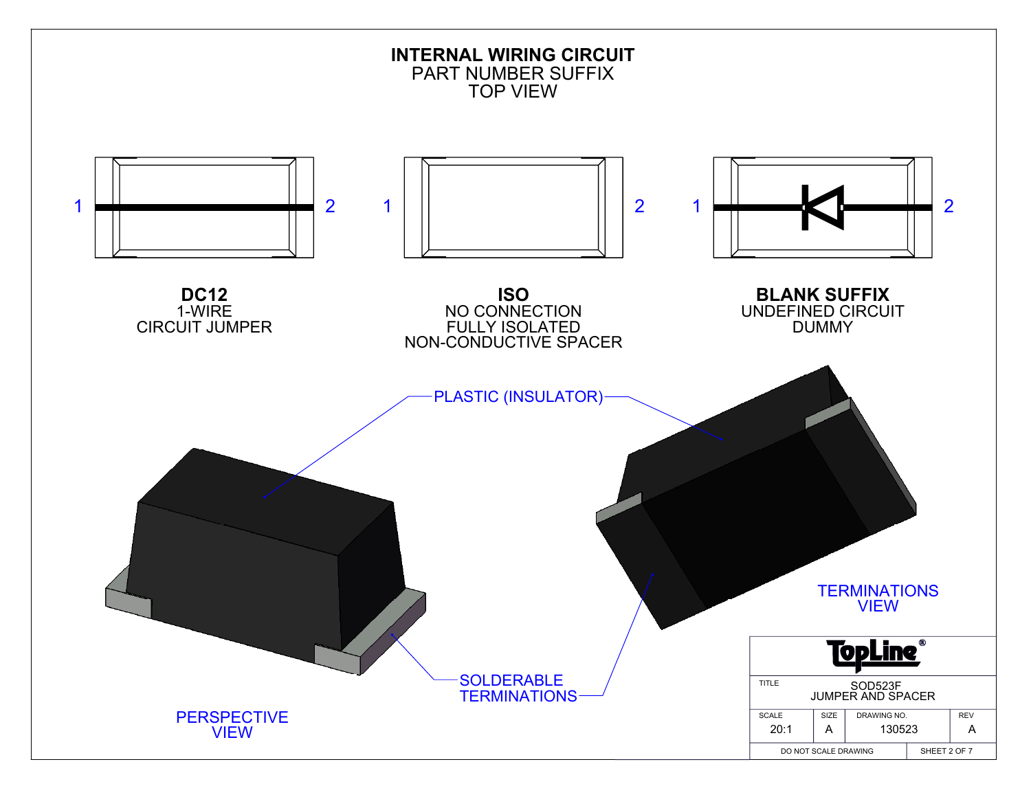# INTERNAL WIRING CIRCUIT

PART NUMBER SUFFIX
TOP VIEW

1 2 1 2 1 2

**DC12**
1-WIRE
CIRCUIT JUMPER

**ISO**
NO CONNECTION
FULLY ISOLATED
NON-CONDUCTIVE SPACER

**BLANK SUFFIX**
UNDEFINED CIRCUIT
DUMMY

PLASTIC (INSULATOR)

SOLDERABLE
TERMINATIONS

PERSPECTIVE
VIEW

TERMINATIONS
VIEW

| TopLine® | | | |
|---|---|---|---|
| TITLE | SOD523F JUMPER AND SPACER | | |
| SCALE 20:1 | SIZE A | DRAWING NO. 130523 | REV A |
| DO NOT SCALE DRAWING | | SHEET 2 OF 7 | |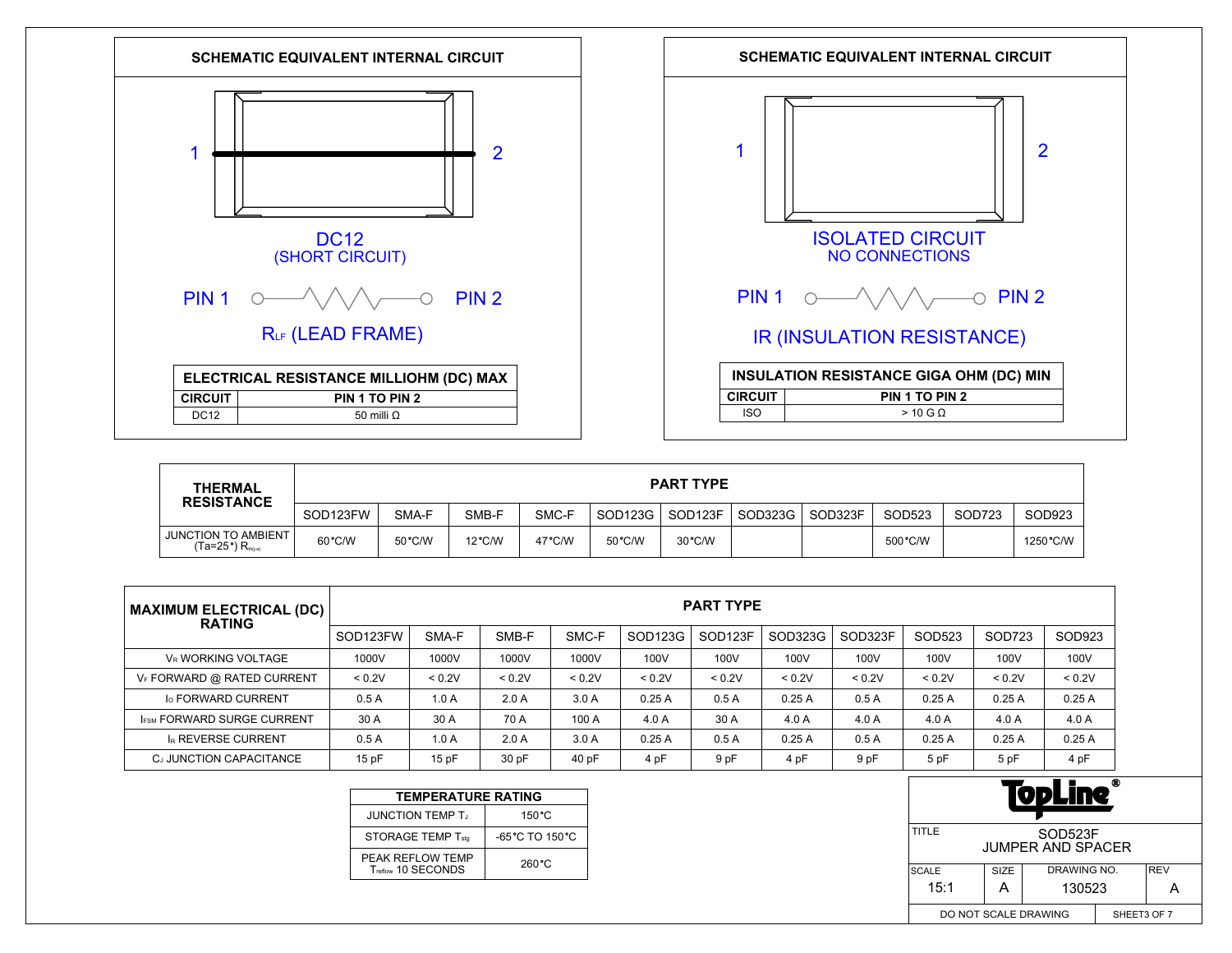## SCHEMATIC EQUIVALENT INTERNAL CIRCUIT

1 2

DC12
(SHORT CIRCUIT)

PIN 1 PIN 2

$R_{LF}$ (LEAD FRAME)

| ELECTRICAL RESISTANCE MILLIOHM (DC) MAX | |
|---|---|
| **CIRCUIT** | **PIN 1 TO PIN 2** |
| DC12 | 50 milli Ω |

## SCHEMATIC EQUIVALENT INTERNAL CIRCUIT

1 2

ISOLATED CIRCUIT
NO CONNECTIONS

PIN 1 PIN 2

IR (INSULATION RESISTANCE)

| INSULATION RESISTANCE GIGA OHM (DC) MIN | |
|---|---|
| **CIRCUIT** | **PIN 1 TO PIN 2** |
| ISO | > 10 G Ω |

| THERMAL RESISTANCE | PART TYPE | | | | | | | | | | |
|---|---|---|---|---|---|---|---|---|---|---|---|
| | SOD123FW | SMA-F | SMB-F | SMC-F | SOD123G | SOD123F | SOD323G | SOD323F | SOD523 | SOD723 | SOD923 |
| JUNCTION TO AMBIENT (Ta=25°) $R_{th(j-a)}$ | 60°C/W | 50°C/W | 12°C/W | 47°C/W | 50°C/W | 30°C/W | | | 500°C/W | | 1250°C/W |

| MAXIMUM ELECTRICAL (DC) RATING | PART TYPE | | | | | | | | | | |
|---|---|---|---|---|---|---|---|---|---|---|---|
| | SOD123FW | SMA-F | SMB-F | SMC-F | SOD123G | SOD123F | SOD323G | SOD323F | SOD523 | SOD723 | SOD923 |
| $V_R$ WORKING VOLTAGE | 1000V | 1000V | 1000V | 1000V | 100V | 100V | 100V | 100V | 100V | 100V | 100V |
| $V_F$ FORWARD @ RATED CURRENT | < 0.2V | < 0.2V | < 0.2V | < 0.2V | < 0.2V | < 0.2V | < 0.2V | < 0.2V | < 0.2V | < 0.2V | < 0.2V |
| $I_O$ FORWARD CURRENT | 0.5 A | 1.0 A | 2.0 A | 3.0 A | 0.25 A | 0.5 A | 0.25 A | 0.5 A | 0.25 A | 0.25 A | 0.25 A |
| $I_{FSM}$ FORWARD SURGE CURRENT | 30 A | 30 A | 70 A | 100 A | 4.0 A | 30 A | 4.0 A | 4.0 A | 4.0 A | 4.0 A | 4.0 A |
| $I_R$ REVERSE CURRENT | 0.5 A | 1.0 A | 2.0 A | 3.0 A | 0.25 A | 0.5 A | 0.25 A | 0.5 A | 0.25 A | 0.25 A | 0.25 A |
| $C_J$ JUNCTION CAPACITANCE | 15 pF | 15 pF | 30 pF | 40 pF | 4 pF | 9 pF | 4 pF | 9 pF | 5 pF | 5 pF | 4 pF |

| TEMPERATURE RATING | |
|---|---|
| JUNCTION TEMP $T_J$ | 150°C |
| STORAGE TEMP $T_{stg}$ | -65°C TO 150°C |
| PEAK REFLOW TEMP $T_{reflow}$ 10 SECONDS | 260°C |

TopLine®

| TITLE | SOD523F JUMPER AND SPACER | | |
|---|---|---|---|
| SCALE 15:1 | SIZE A | DRAWING NO. 130523 | REV A |
| DO NOT SCALE DRAWING | | SHEET3 OF 7 | |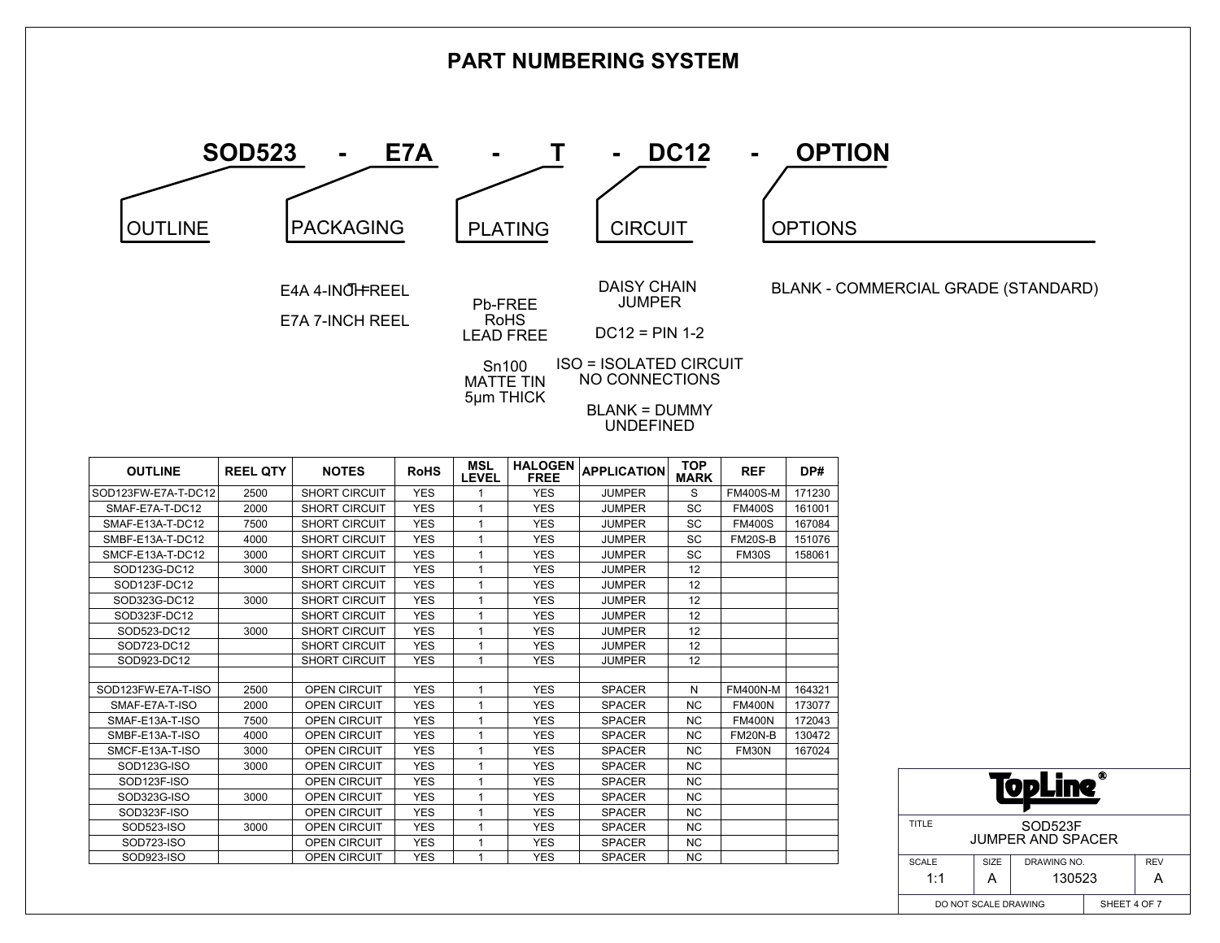# PART NUMBERING SYSTEM

**SOD523 - E7A - T - DC12 - OPTION**

| OUTLINE | PACKAGING | PLATING | CIRCUIT | OPTIONS |
|---|---|---|---|---|
| SOD523 | E7A | T | DC12 | OPTION |

**PACKAGING**

- E4A 4-INCH REEL
- E7A 7-INCH REEL

**PLATING**

- Pb-FREE RoHS LEAD FREE
- Sn100 MATTE TIN 5µm THICK

**CIRCUIT**

- DAISY CHAIN JUMPER
- DC12 = PIN 1-2
- ISO = ISOLATED CIRCUIT NO CONNECTIONS
- BLANK = DUMMY UNDEFINED

**OPTIONS**

- BLANK - COMMERCIAL GRADE (STANDARD)

| OUTLINE | REEL QTY | NOTES | RoHS | MSL LEVEL | HALOGEN FREE | APPLICATION | TOP MARK | REF | DP# |
|---|---|---|---|---|---|---|---|---|---|
| SOD123FW-E7A-T-DC12 | 2500 | SHORT CIRCUIT | YES | 1 | YES | JUMPER | S | FM400S-M | 171230 |
| SMAF-E7A-T-DC12 | 2000 | SHORT CIRCUIT | YES | 1 | YES | JUMPER | SC | FM400S | 161001 |
| SMAF-E13A-T-DC12 | 7500 | SHORT CIRCUIT | YES | 1 | YES | JUMPER | SC | FM400S | 167084 |
| SMBF-E13A-T-DC12 | 4000 | SHORT CIRCUIT | YES | 1 | YES | JUMPER | SC | FM20S-B | 151076 |
| SMCF-E13A-T-DC12 | 3000 | SHORT CIRCUIT | YES | 1 | YES | JUMPER | SC | FM30S | 158061 |
| SOD123G-DC12 | 3000 | SHORT CIRCUIT | YES | 1 | YES | JUMPER | 12 | | |
| SOD123F-DC12 | | SHORT CIRCUIT | YES | 1 | YES | JUMPER | 12 | | |
| SOD323G-DC12 | 3000 | SHORT CIRCUIT | YES | 1 | YES | JUMPER | 12 | | |
| SOD323F-DC12 | | SHORT CIRCUIT | YES | 1 | YES | JUMPER | 12 | | |
| SOD523-DC12 | 3000 | SHORT CIRCUIT | YES | 1 | YES | JUMPER | 12 | | |
| SOD723-DC12 | | SHORT CIRCUIT | YES | 1 | YES | JUMPER | 12 | | |
| SOD923-DC12 | | SHORT CIRCUIT | YES | 1 | YES | JUMPER | 12 | | |
| | | | | | | | | | |
| SOD123FW-E7A-T-ISO | 2500 | OPEN CIRCUIT | YES | 1 | YES | SPACER | N | FM400N-M | 164321 |
| SMAF-E7A-T-ISO | 2000 | OPEN CIRCUIT | YES | 1 | YES | SPACER | NC | FM400N | 173077 |
| SMAF-E13A-T-ISO | 7500 | OPEN CIRCUIT | YES | 1 | YES | SPACER | NC | FM400N | 172043 |
| SMBF-E13A-T-ISO | 4000 | OPEN CIRCUIT | YES | 1 | YES | SPACER | NC | FM20N-B | 130472 |
| SMCF-E13A-T-ISO | 3000 | OPEN CIRCUIT | YES | 1 | YES | SPACER | NC | FM30N | 167024 |
| SOD123G-ISO | 3000 | OPEN CIRCUIT | YES | 1 | YES | SPACER | NC | | |
| SOD123F-ISO | | OPEN CIRCUIT | YES | 1 | YES | SPACER | NC | | |
| SOD323G-ISO | 3000 | OPEN CIRCUIT | YES | 1 | YES | SPACER | NC | | |
| SOD323F-ISO | | OPEN CIRCUIT | YES | 1 | YES | SPACER | NC | | |
| SOD523-ISO | 3000 | OPEN CIRCUIT | YES | 1 | YES | SPACER | NC | | |
| SOD723-ISO | | OPEN CIRCUIT | YES | 1 | YES | SPACER | NC | | |
| SOD923-ISO | | OPEN CIRCUIT | YES | 1 | YES | SPACER | NC | | |

**TopLine®**

| TITLE | SOD523F JUMPER AND SPACER | | |
|---|---|---|---|
| SCALE 1:1 | SIZE A | DRAWING NO. 130523 | REV A |
| DO NOT SCALE DRAWING | | SHEET 4 OF 7 | |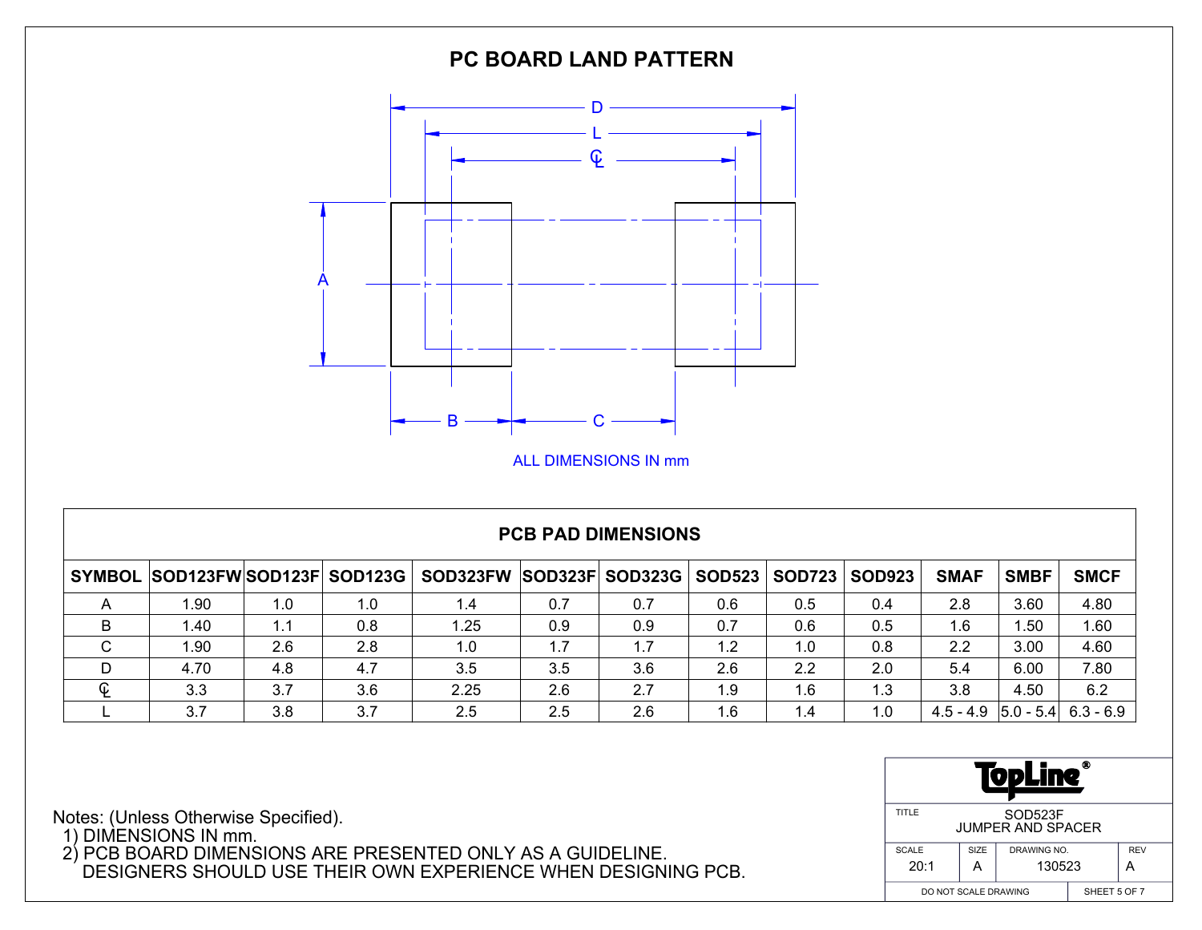# PC BOARD LAND PATTERN

D

L

℄

A

B C

ALL DIMENSIONS IN mm

| PCB PAD DIMENSIONS | | | | | | | | | | | | |
|---|---|---|---|---|---|---|---|---|---|---|---|---|
| SYMBOL | SOD123FW | SOD123F | SOD123G | SOD323FW | SOD323F | SOD323G | SOD523 | SOD723 | SOD923 | SMAF | SMBF | SMCF |
| A | 1.90 | 1.0 | 1.0 | 1.4 | 0.7 | 0.7 | 0.6 | 0.5 | 0.4 | 2.8 | 3.60 | 4.80 |
| B | 1.40 | 1.1 | 0.8 | 1.25 | 0.9 | 0.9 | 0.7 | 0.6 | 0.5 | 1.6 | 1.50 | 1.60 |
| C | 1.90 | 2.6 | 2.8 | 1.0 | 1.7 | 1.7 | 1.2 | 1.0 | 0.8 | 2.2 | 3.00 | 4.60 |
| D | 4.70 | 4.8 | 4.7 | 3.5 | 3.5 | 3.6 | 2.6 | 2.2 | 2.0 | 5.4 | 6.00 | 7.80 |
| ℄ | 3.3 | 3.7 | 3.6 | 2.25 | 2.6 | 2.7 | 1.9 | 1.6 | 1.3 | 3.8 | 4.50 | 6.2 |
| L | 3.7 | 3.8 | 3.7 | 2.5 | 2.5 | 2.6 | 1.6 | 1.4 | 1.0 | 4.5 - 4.9 | 5.0 - 5.4 | 6.3 - 6.9 |

Notes: (Unless Otherwise Specified).
1) DIMENSIONS IN mm.
2) PCB BOARD DIMENSIONS ARE PRESENTED ONLY AS A GUIDELINE. DESIGNERS SHOULD USE THEIR OWN EXPERIENCE WHEN DESIGNING PCB.

TopLine®

| TITLE | SOD523F JUMPER AND SPACER | | |
|---|---|---|---|
| SCALE 20:1 | SIZE A | DRAWING NO. 130523 | REV A |
| DO NOT SCALE DRAWING | | SHEET 5 OF 7 | |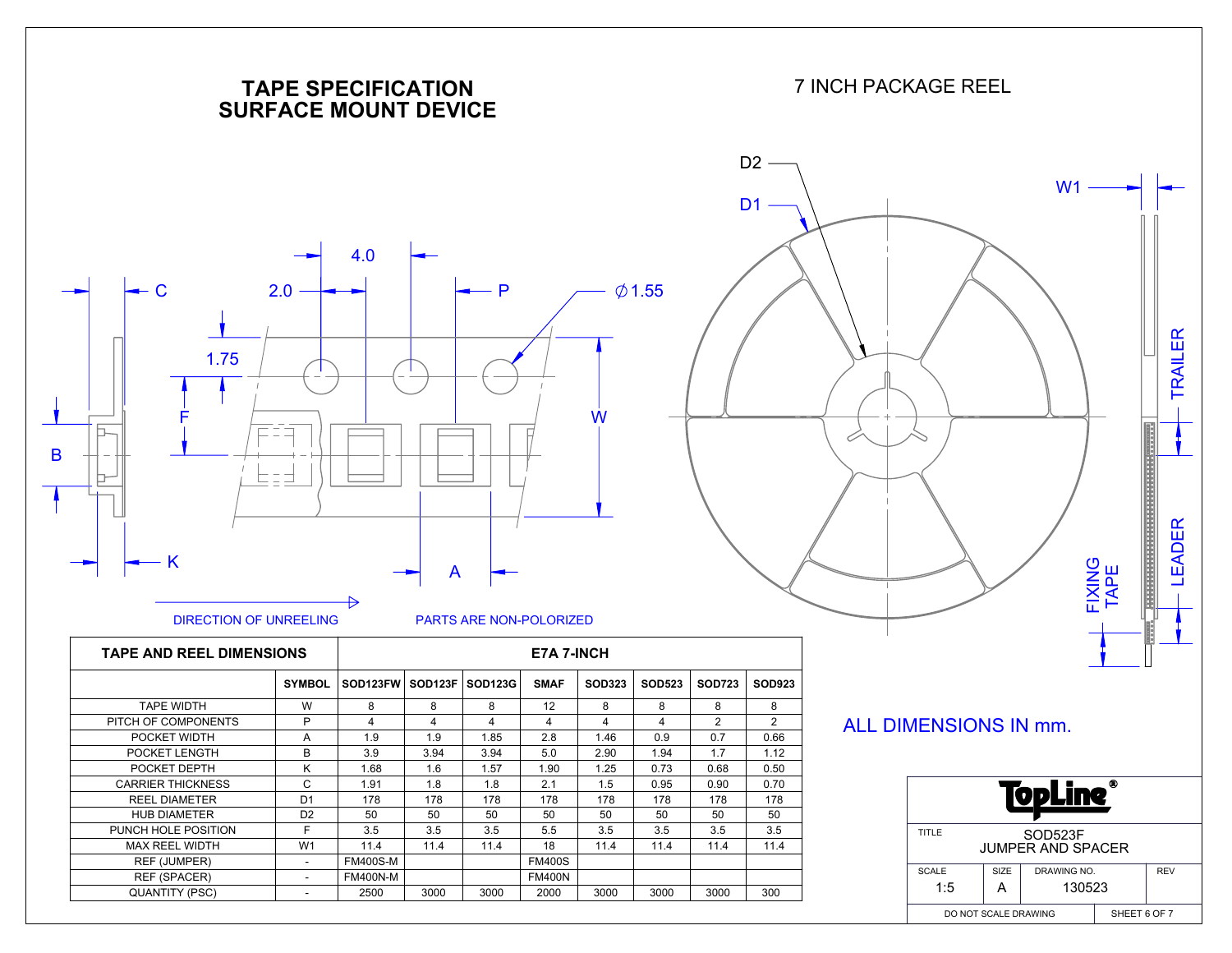# TAPE SPECIFICATION
# SURFACE MOUNT DEVICE

## 7 INCH PACKAGE REEL

C, 2.0, 4.0, P, ∅1.55, 1.75, F, W, B, K, A, D1, D2, W1, TRAILER, LEADER, FIXING TAPE

DIRECTION OF UNREELING

PARTS ARE NON-POLORIZED

| TAPE AND REEL DIMENSIONS | | E7A 7-INCH | | | | | | | |
|---|---|---|---|---|---|---|---|---|---|
| | SYMBOL | SOD123FW | SOD123F | SOD123G | SMAF | SOD323 | SOD523 | SOD723 | SOD923 |
| TAPE WIDTH | W | 8 | 8 | 8 | 12 | 8 | 8 | 8 | 8 |
| PITCH OF COMPONENTS | P | 4 | 4 | 4 | 4 | 4 | 4 | 2 | 2 |
| POCKET WIDTH | A | 1.9 | 1.9 | 1.85 | 2.8 | 1.46 | 0.9 | 0.7 | 0.66 |
| POCKET LENGTH | B | 3.9 | 3.94 | 3.94 | 5.0 | 2.90 | 1.94 | 1.7 | 1.12 |
| POCKET DEPTH | K | 1.68 | 1.6 | 1.57 | 1.90 | 1.25 | 0.73 | 0.68 | 0.50 |
| CARRIER THICKNESS | C | 1.91 | 1.8 | 1.8 | 2.1 | 1.5 | 0.95 | 0.90 | 0.70 |
| REEL DIAMETER | D1 | 178 | 178 | 178 | 178 | 178 | 178 | 178 | 178 |
| HUB DIAMETER | D2 | 50 | 50 | 50 | 50 | 50 | 50 | 50 | 50 |
| PUNCH HOLE POSITION | F | 3.5 | 3.5 | 3.5 | 5.5 | 3.5 | 3.5 | 3.5 | 3.5 |
| MAX REEL WIDTH | W1 | 11.4 | 11.4 | 11.4 | 18 | 11.4 | 11.4 | 11.4 | 11.4 |
| REF (JUMPER) | - | FM400S-M | | | FM400S | | | | |
| REF (SPACER) | - | FM400N-M | | | FM400N | | | | |
| QUANTITY (PSC) | - | 2500 | 3000 | 3000 | 2000 | 3000 | 3000 | 3000 | 300 |

ALL DIMENSIONS IN mm.

TopLine®

| TITLE | SOD523F JUMPER AND SPACER | | |
|---|---|---|---|
| SCALE 1:5 | SIZE A | DRAWING NO. 130523 | REV |
| DO NOT SCALE DRAWING | | | |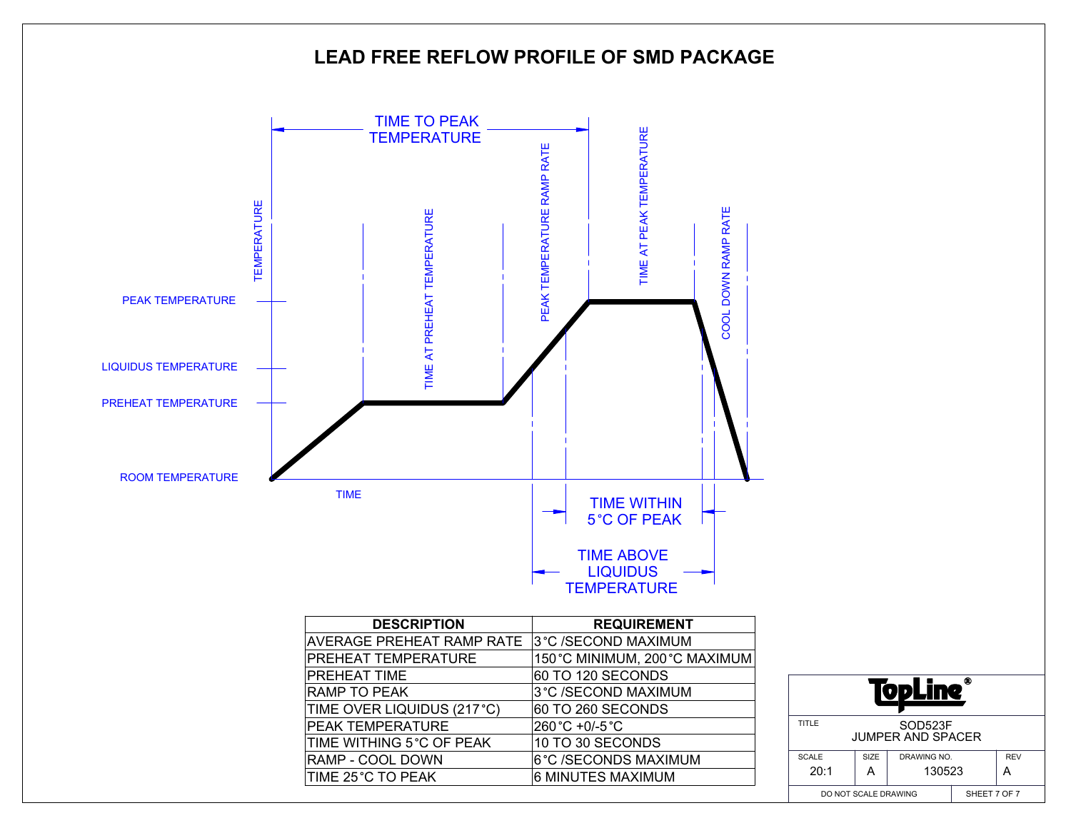# LEAD FREE REFLOW PROFILE OF SMD PACKAGE

TIME TO PEAK TEMPERATURE

TEMPERATURE

TIME AT PREHEAT TEMPERATURE

PEAK TEMPERATURE RAMP RATE

TIME AT PEAK TEMPERATURE

COOL DOWN RAMP RATE

PEAK TEMPERATURE

LIQUIDUS TEMPERATURE

PREHEAT TEMPERATURE

ROOM TEMPERATURE

TIME

TIME WITHIN 5°C OF PEAK

TIME ABOVE LIQUIDUS TEMPERATURE

| DESCRIPTION | REQUIREMENT |
|---|---|
| AVERAGE PREHEAT RAMP RATE | 3°C /SECOND MAXIMUM |
| PREHEAT TEMPERATURE | 150°C MINIMUM, 200°C MAXIMUM |
| PREHEAT TIME | 60 TO 120 SECONDS |
| RAMP TO PEAK | 3°C /SECOND MAXIMUM |
| TIME OVER LIQUIDUS (217°C) | 60 TO 260 SECONDS |
| PEAK TEMPERATURE | 260°C +0/-5°C |
| TIME WITHING 5°C OF PEAK | 10 TO 30 SECONDS |
| RAMP - COOL DOWN | 6°C /SECONDS MAXIMUM |
| TIME 25°C TO PEAK | 6 MINUTES MAXIMUM |

TopLine®

| | | | |
|---|---|---|---|
| TITLE | SOD523F JUMPER AND SPACER | | |
| SCALE 20:1 | SIZE A | DRAWING NO. 130523 | REV A |
| DO NOT SCALE DRAWING | | SHEET 7 OF 7 | |